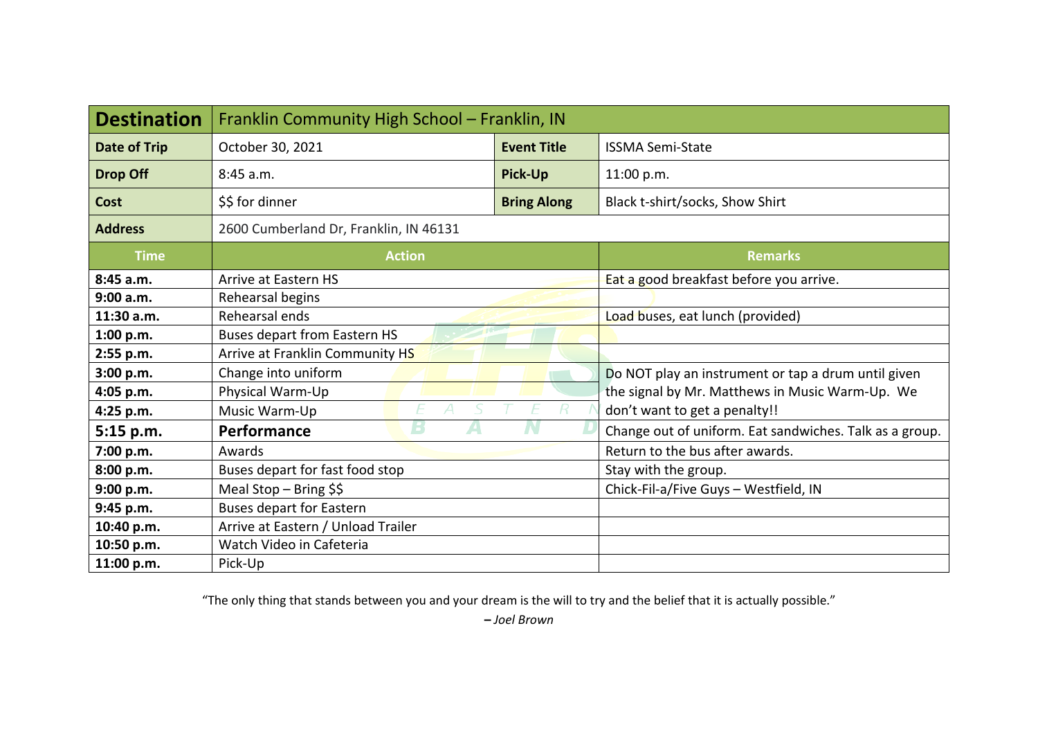| **Destination** | Franklin Community High School – Franklin, IN | | |
|---|---|---|---|
| **Date of Trip** | October 30, 2021 | **Event Title** | ISSMA Semi-State |
| **Drop Off** | 8:45 a.m. | **Pick-Up** | 11:00 p.m. |
| **Cost** | $$ for dinner | **Bring Along** | Black t-shirt/socks, Show Shirt |
| **Address** | 2600 Cumberland Dr, Franklin, IN 46131 | | |

| Time | Action | Remarks |
|---|---|---|
| **8:45 a.m.** | Arrive at Eastern HS | Eat a good breakfast before you arrive. |
| **9:00 a.m.** | Rehearsal begins | |
| **11:30 a.m.** | Rehearsal ends | Load buses, eat lunch (provided) |
| **1:00 p.m.** | Buses depart from Eastern HS | |
| **2:55 p.m.** | Arrive at Franklin Community HS | |
| **3:00 p.m.** | Change into uniform | Do NOT play an instrument or tap a drum until given the signal by Mr. Matthews in Music Warm-Up. We don't want to get a penalty!! |
| **4:05 p.m.** | Physical Warm-Up | |
| **4:25 p.m.** | Music Warm-Up | |
| **5:15 p.m.** | **Performance** | Change out of uniform. Eat sandwiches. Talk as a group. |
| **7:00 p.m.** | Awards | Return to the bus after awards. |
| **8:00 p.m.** | Buses depart for fast food stop | Stay with the group. |
| **9:00 p.m.** | Meal Stop – Bring $$ | Chick-Fil-a/Five Guys – Westfield, IN |
| **9:45 p.m.** | Buses depart for Eastern | |
| **10:40 p.m.** | Arrive at Eastern / Unload Trailer | |
| **10:50 p.m.** | Watch Video in Cafeteria | |
| **11:00 p.m.** | Pick-Up | |

"The only thing that stands between you and your dream is the will to try and the belief that it is actually possible."

**–** *Joel Brown*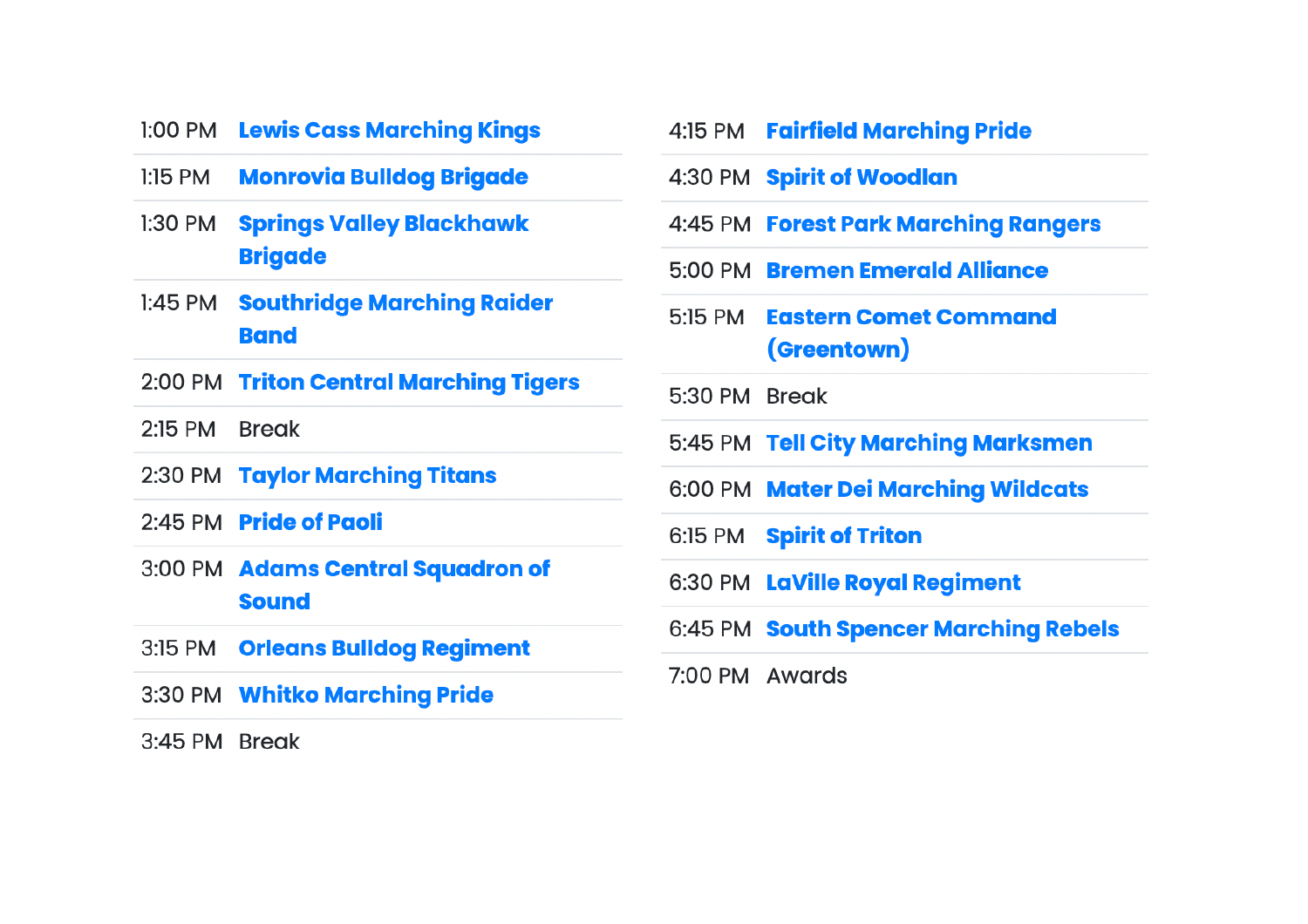| | |
|---|---|
| 1:00 PM | **Lewis Cass Marching Kings** |
| 1:15 PM | **Monrovia Bulldog Brigade** |
| 1:30 PM | **Springs Valley Blackhawk Brigade** |
| 1:45 PM | **Southridge Marching Raider Band** |
| 2:00 PM | **Triton Central Marching Tigers** |
| 2:15 PM | Break |
| 2:30 PM | **Taylor Marching Titans** |
| 2:45 PM | **Pride of Paoli** |
| 3:00 PM | **Adams Central Squadron of Sound** |
| 3:15 PM | **Orleans Bulldog Regiment** |
| 3:30 PM | **Whitko Marching Pride** |
| 3:45 PM | Break |
| 4:15 PM | **Fairfield Marching Pride** |
| 4:30 PM | **Spirit of Woodlan** |
| 4:45 PM | **Forest Park Marching Rangers** |
| 5:00 PM | **Bremen Emerald Alliance** |
| 5:15 PM | **Eastern Comet Command (Greentown)** |
| 5:30 PM | Break |
| 5:45 PM | **Tell City Marching Marksmen** |
| 6:00 PM | **Mater Dei Marching Wildcats** |
| 6:15 PM | **Spirit of Triton** |
| 6:30 PM | **LaVille Royal Regiment** |
| 6:45 PM | **South Spencer Marching Rebels** |
| 7:00 PM | Awards |